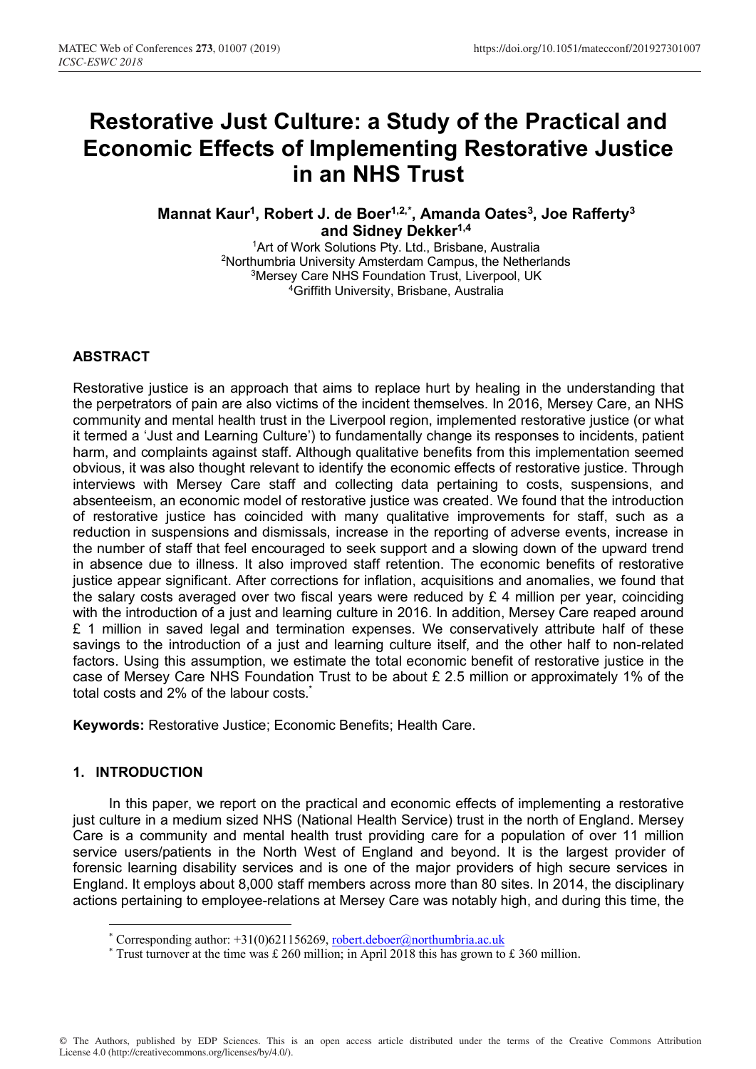# Restorative Just Culture: a Study of the Practical and Economic Effects of Implementing Restorative Justice in an NHS Trust

**Mannat Kaur[1], Robert J. de Boer[1,2,*], Amanda Oates[3], Joe Rafferty[3] and Sidney Dekker[1,4]**

[1]Art of Work Solutions Pty. Ltd., Brisbane, Australia
[2]Northumbria University Amsterdam Campus, the Netherlands
[3]Mersey Care NHS Foundation Trust, Liverpool, UK
[4]Griffith University, Brisbane, Australia

## ABSTRACT

Restorative justice is an approach that aims to replace hurt by healing in the understanding that the perpetrators of pain are also victims of the incident themselves. In 2016, Mersey Care, an NHS community and mental health trust in the Liverpool region, implemented restorative justice (or what it termed a 'Just and Learning Culture') to fundamentally change its responses to incidents, patient harm, and complaints against staff. Although qualitative benefits from this implementation seemed obvious, it was also thought relevant to identify the economic effects of restorative justice. Through interviews with Mersey Care staff and collecting data pertaining to costs, suspensions, and absenteeism, an economic model of restorative justice was created. We found that the introduction of restorative justice has coincided with many qualitative improvements for staff, such as a reduction in suspensions and dismissals, increase in the reporting of adverse events, increase in the number of staff that feel encouraged to seek support and a slowing down of the upward trend in absence due to illness. It also improved staff retention. The economic benefits of restorative justice appear significant. After corrections for inflation, acquisitions and anomalies, we found that the salary costs averaged over two fiscal years were reduced by £ 4 million per year, coinciding with the introduction of a just and learning culture in 2016. In addition, Mersey Care reaped around £ 1 million in saved legal and termination expenses. We conservatively attribute half of these savings to the introduction of a just and learning culture itself, and the other half to non-related factors. Using this assumption, we estimate the total economic benefit of restorative justice in the case of Mersey Care NHS Foundation Trust to be about £ 2.5 million or approximately 1% of the total costs and 2% of the labour costs.[*]

**Keywords:** Restorative Justice; Economic Benefits; Health Care.

## 1. INTRODUCTION

In this paper, we report on the practical and economic effects of implementing a restorative just culture in a medium sized NHS (National Health Service) trust in the north of England. Mersey Care is a community and mental health trust providing care for a population of over 11 million service users/patients in the North West of England and beyond. It is the largest provider of forensic learning disability services and is one of the major providers of high secure services in England. It employs about 8,000 staff members across more than 80 sites. In 2014, the disciplinary actions pertaining to employee-relations at Mersey Care was notably high, and during this time, the

---

[*] Corresponding author: +31(0)621156269, robert.deboer@northumbria.ac.uk

[*] Trust turnover at the time was £ 260 million; in April 2018 this has grown to £ 360 million.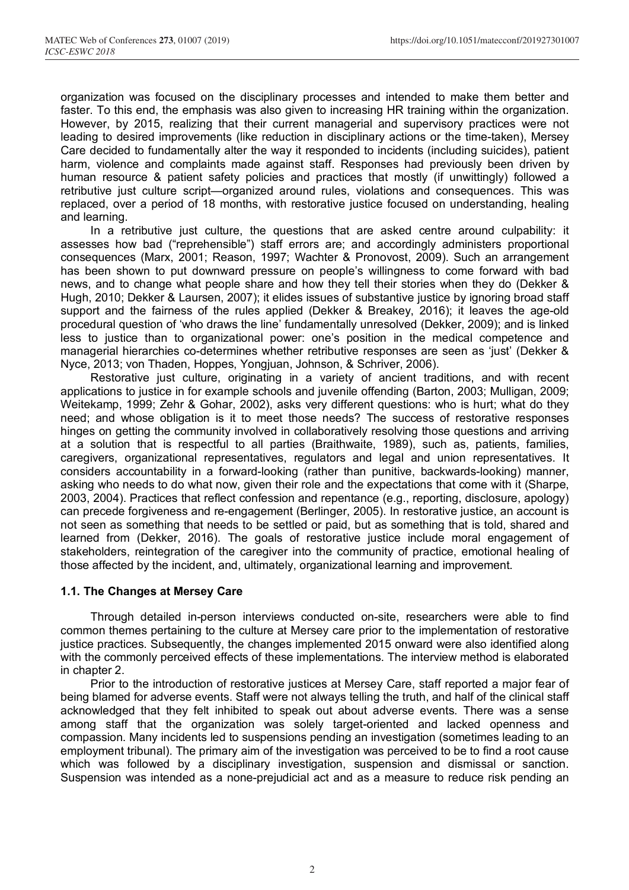organization was focused on the disciplinary processes and intended to make them better and faster. To this end, the emphasis was also given to increasing HR training within the organization. However, by 2015, realizing that their current managerial and supervisory practices were not leading to desired improvements (like reduction in disciplinary actions or the time-taken), Mersey Care decided to fundamentally alter the way it responded to incidents (including suicides), patient harm, violence and complaints made against staff. Responses had previously been driven by human resource & patient safety policies and practices that mostly (if unwittingly) followed a retributive just culture script—organized around rules, violations and consequences. This was replaced, over a period of 18 months, with restorative justice focused on understanding, healing and learning.

In a retributive just culture, the questions that are asked centre around culpability: it assesses how bad ("reprehensible") staff errors are; and accordingly administers proportional consequences (Marx, 2001; Reason, 1997; Wachter & Pronovost, 2009). Such an arrangement has been shown to put downward pressure on people's willingness to come forward with bad news, and to change what people share and how they tell their stories when they do (Dekker & Hugh, 2010; Dekker & Laursen, 2007); it elides issues of substantive justice by ignoring broad staff support and the fairness of the rules applied (Dekker & Breakey, 2016); it leaves the age-old procedural question of 'who draws the line' fundamentally unresolved (Dekker, 2009); and is linked less to justice than to organizational power: one's position in the medical competence and managerial hierarchies co-determines whether retributive responses are seen as 'just' (Dekker & Nyce, 2013; von Thaden, Hoppes, Yongjuan, Johnson, & Schriver, 2006).

Restorative just culture, originating in a variety of ancient traditions, and with recent applications to justice in for example schools and juvenile offending (Barton, 2003; Mulligan, 2009; Weitekamp, 1999; Zehr & Gohar, 2002), asks very different questions: who is hurt; what do they need; and whose obligation is it to meet those needs? The success of restorative responses hinges on getting the community involved in collaboratively resolving those questions and arriving at a solution that is respectful to all parties (Braithwaite, 1989), such as, patients, families, caregivers, organizational representatives, regulators and legal and union representatives. It considers accountability in a forward-looking (rather than punitive, backwards-looking) manner, asking who needs to do what now, given their role and the expectations that come with it (Sharpe, 2003, 2004). Practices that reflect confession and repentance (e.g., reporting, disclosure, apology) can precede forgiveness and re-engagement (Berlinger, 2005). In restorative justice, an account is not seen as something that needs to be settled or paid, but as something that is told, shared and learned from (Dekker, 2016). The goals of restorative justice include moral engagement of stakeholders, reintegration of the caregiver into the community of practice, emotional healing of those affected by the incident, and, ultimately, organizational learning and improvement.

### 1.1. The Changes at Mersey Care

Through detailed in-person interviews conducted on-site, researchers were able to find common themes pertaining to the culture at Mersey care prior to the implementation of restorative justice practices. Subsequently, the changes implemented 2015 onward were also identified along with the commonly perceived effects of these implementations. The interview method is elaborated in chapter 2.

Prior to the introduction of restorative justices at Mersey Care, staff reported a major fear of being blamed for adverse events. Staff were not always telling the truth, and half of the clinical staff acknowledged that they felt inhibited to speak out about adverse events. There was a sense among staff that the organization was solely target-oriented and lacked openness and compassion. Many incidents led to suspensions pending an investigation (sometimes leading to an employment tribunal). The primary aim of the investigation was perceived to be to find a root cause which was followed by a disciplinary investigation, suspension and dismissal or sanction. Suspension was intended as a none-prejudicial act and as a measure to reduce risk pending an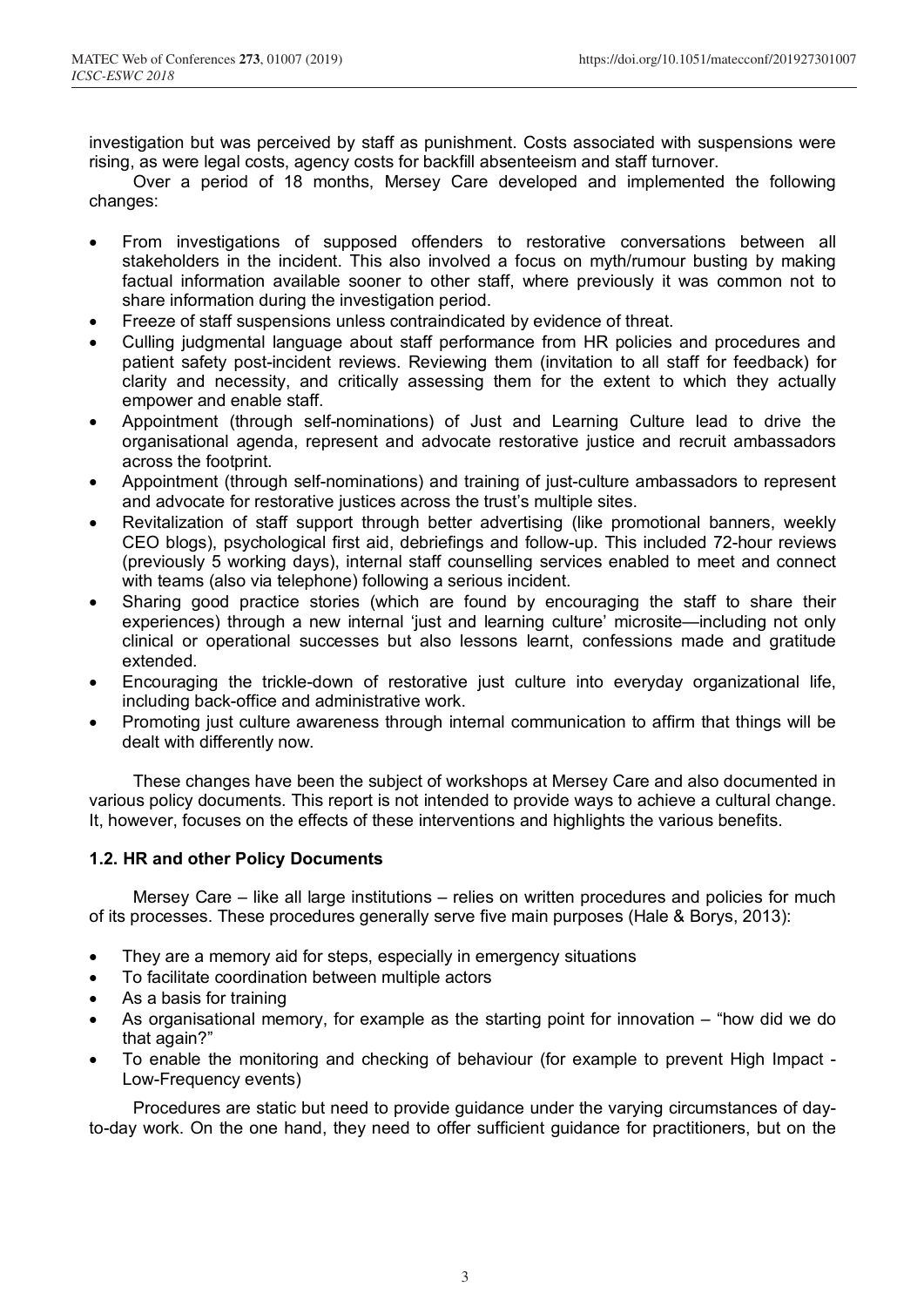investigation but was perceived by staff as punishment. Costs associated with suspensions were rising, as were legal costs, agency costs for backfill absenteeism and staff turnover.

Over a period of 18 months, Mersey Care developed and implemented the following changes:

- From investigations of supposed offenders to restorative conversations between all stakeholders in the incident. This also involved a focus on myth/rumour busting by making factual information available sooner to other staff, where previously it was common not to share information during the investigation period.
- Freeze of staff suspensions unless contraindicated by evidence of threat.
- Culling judgmental language about staff performance from HR policies and procedures and patient safety post-incident reviews. Reviewing them (invitation to all staff for feedback) for clarity and necessity, and critically assessing them for the extent to which they actually empower and enable staff.
- Appointment (through self-nominations) of Just and Learning Culture lead to drive the organisational agenda, represent and advocate restorative justice and recruit ambassadors across the footprint.
- Appointment (through self-nominations) and training of just-culture ambassadors to represent and advocate for restorative justices across the trust's multiple sites.
- Revitalization of staff support through better advertising (like promotional banners, weekly CEO blogs), psychological first aid, debriefings and follow-up. This included 72-hour reviews (previously 5 working days), internal staff counselling services enabled to meet and connect with teams (also via telephone) following a serious incident.
- Sharing good practice stories (which are found by encouraging the staff to share their experiences) through a new internal 'just and learning culture' microsite—including not only clinical or operational successes but also lessons learnt, confessions made and gratitude extended.
- Encouraging the trickle-down of restorative just culture into everyday organizational life, including back-office and administrative work.
- Promoting just culture awareness through internal communication to affirm that things will be dealt with differently now.

These changes have been the subject of workshops at Mersey Care and also documented in various policy documents. This report is not intended to provide ways to achieve a cultural change. It, however, focuses on the effects of these interventions and highlights the various benefits.

### 1.2. HR and other Policy Documents

Mersey Care – like all large institutions – relies on written procedures and policies for much of its processes. These procedures generally serve five main purposes (Hale & Borys, 2013):

- They are a memory aid for steps, especially in emergency situations
- To facilitate coordination between multiple actors
- As a basis for training
- As organisational memory, for example as the starting point for innovation – "how did we do that again?"
- To enable the monitoring and checking of behaviour (for example to prevent High Impact - Low-Frequency events)

Procedures are static but need to provide guidance under the varying circumstances of day-to-day work. On the one hand, they need to offer sufficient guidance for practitioners, but on the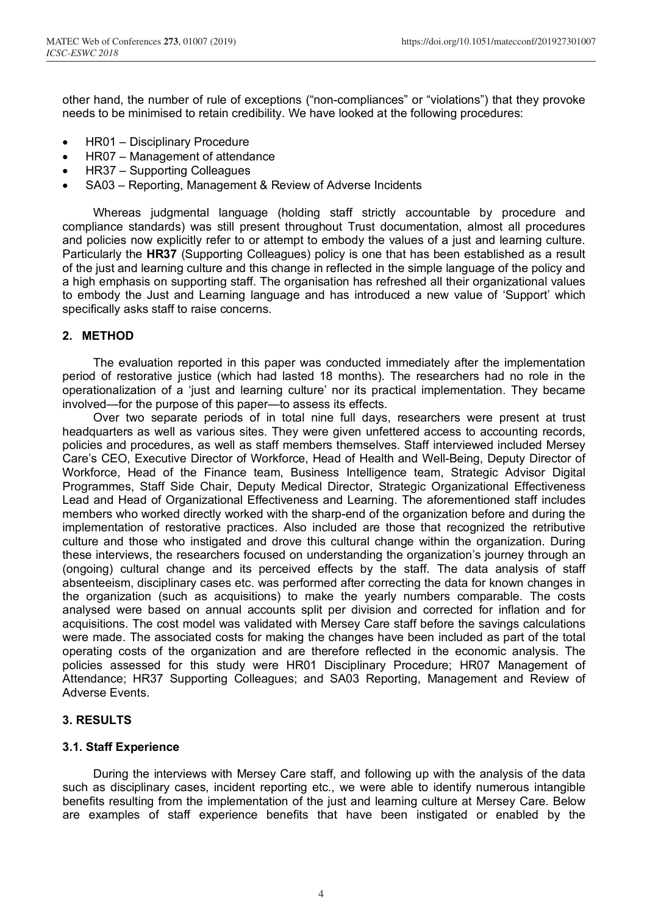other hand, the number of rule of exceptions ("non-compliances" or "violations") that they provoke needs to be minimised to retain credibility. We have looked at the following procedures:

- HR01 – Disciplinary Procedure
- HR07 – Management of attendance
- HR37 – Supporting Colleagues
- SA03 – Reporting, Management & Review of Adverse Incidents

Whereas judgmental language (holding staff strictly accountable by procedure and compliance standards) was still present throughout Trust documentation, almost all procedures and policies now explicitly refer to or attempt to embody the values of a just and learning culture. Particularly the **HR37** (Supporting Colleagues) policy is one that has been established as a result of the just and learning culture and this change in reflected in the simple language of the policy and a high emphasis on supporting staff. The organisation has refreshed all their organizational values to embody the Just and Learning language and has introduced a new value of 'Support' which specifically asks staff to raise concerns.

## 2. METHOD

The evaluation reported in this paper was conducted immediately after the implementation period of restorative justice (which had lasted 18 months). The researchers had no role in the operationalization of a 'just and learning culture' nor its practical implementation. They became involved—for the purpose of this paper—to assess its effects.

Over two separate periods of in total nine full days, researchers were present at trust headquarters as well as various sites. They were given unfettered access to accounting records, policies and procedures, as well as staff members themselves. Staff interviewed included Mersey Care's CEO, Executive Director of Workforce, Head of Health and Well-Being, Deputy Director of Workforce, Head of the Finance team, Business Intelligence team, Strategic Advisor Digital Programmes, Staff Side Chair, Deputy Medical Director, Strategic Organizational Effectiveness Lead and Head of Organizational Effectiveness and Learning. The aforementioned staff includes members who worked directly worked with the sharp-end of the organization before and during the implementation of restorative practices. Also included are those that recognized the retributive culture and those who instigated and drove this cultural change within the organization. During these interviews, the researchers focused on understanding the organization's journey through an (ongoing) cultural change and its perceived effects by the staff. The data analysis of staff absenteeism, disciplinary cases etc. was performed after correcting the data for known changes in the organization (such as acquisitions) to make the yearly numbers comparable. The costs analysed were based on annual accounts split per division and corrected for inflation and for acquisitions. The cost model was validated with Mersey Care staff before the savings calculations were made. The associated costs for making the changes have been included as part of the total operating costs of the organization and are therefore reflected in the economic analysis. The policies assessed for this study were HR01 Disciplinary Procedure; HR07 Management of Attendance; HR37 Supporting Colleagues; and SA03 Reporting, Management and Review of Adverse Events.

## 3. RESULTS

### 3.1. Staff Experience

During the interviews with Mersey Care staff, and following up with the analysis of the data such as disciplinary cases, incident reporting etc., we were able to identify numerous intangible benefits resulting from the implementation of the just and learning culture at Mersey Care. Below are examples of staff experience benefits that have been instigated or enabled by the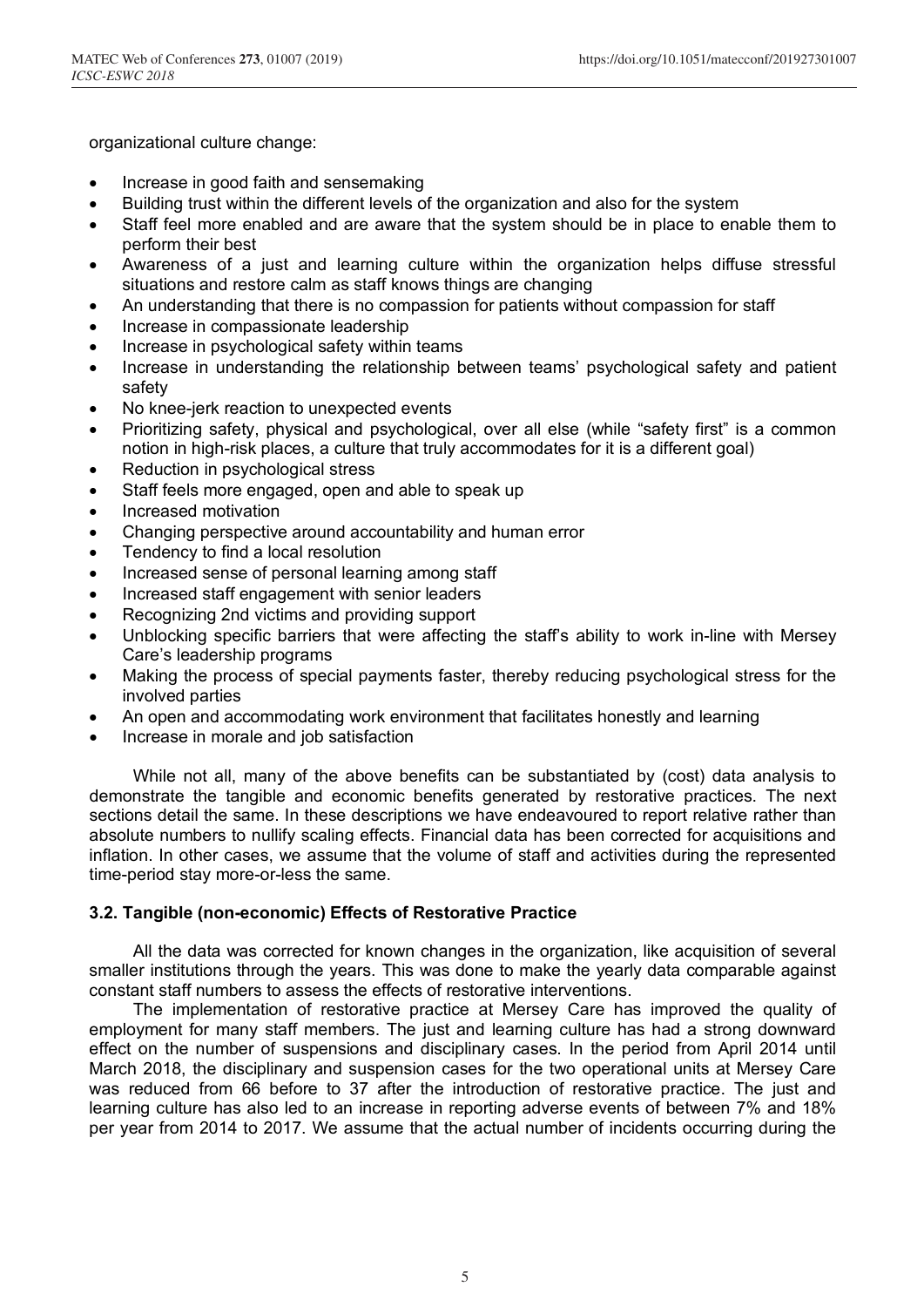organizational culture change:

- Increase in good faith and sensemaking
- Building trust within the different levels of the organization and also for the system
- Staff feel more enabled and are aware that the system should be in place to enable them to perform their best
- Awareness of a just and learning culture within the organization helps diffuse stressful situations and restore calm as staff knows things are changing
- An understanding that there is no compassion for patients without compassion for staff
- Increase in compassionate leadership
- Increase in psychological safety within teams
- Increase in understanding the relationship between teams' psychological safety and patient safety
- No knee-jerk reaction to unexpected events
- Prioritizing safety, physical and psychological, over all else (while "safety first" is a common notion in high-risk places, a culture that truly accommodates for it is a different goal)
- Reduction in psychological stress
- Staff feels more engaged, open and able to speak up
- Increased motivation
- Changing perspective around accountability and human error
- Tendency to find a local resolution
- Increased sense of personal learning among staff
- Increased staff engagement with senior leaders
- Recognizing 2nd victims and providing support
- Unblocking specific barriers that were affecting the staff's ability to work in-line with Mersey Care's leadership programs
- Making the process of special payments faster, thereby reducing psychological stress for the involved parties
- An open and accommodating work environment that facilitates honestly and learning
- Increase in morale and job satisfaction

While not all, many of the above benefits can be substantiated by (cost) data analysis to demonstrate the tangible and economic benefits generated by restorative practices. The next sections detail the same. In these descriptions we have endeavoured to report relative rather than absolute numbers to nullify scaling effects. Financial data has been corrected for acquisitions and inflation. In other cases, we assume that the volume of staff and activities during the represented time-period stay more-or-less the same.

### 3.2. Tangible (non-economic) Effects of Restorative Practice

All the data was corrected for known changes in the organization, like acquisition of several smaller institutions through the years. This was done to make the yearly data comparable against constant staff numbers to assess the effects of restorative interventions.

The implementation of restorative practice at Mersey Care has improved the quality of employment for many staff members. The just and learning culture has had a strong downward effect on the number of suspensions and disciplinary cases. In the period from April 2014 until March 2018, the disciplinary and suspension cases for the two operational units at Mersey Care was reduced from 66 before to 37 after the introduction of restorative practice. The just and learning culture has also led to an increase in reporting adverse events of between 7% and 18% per year from 2014 to 2017. We assume that the actual number of incidents occurring during the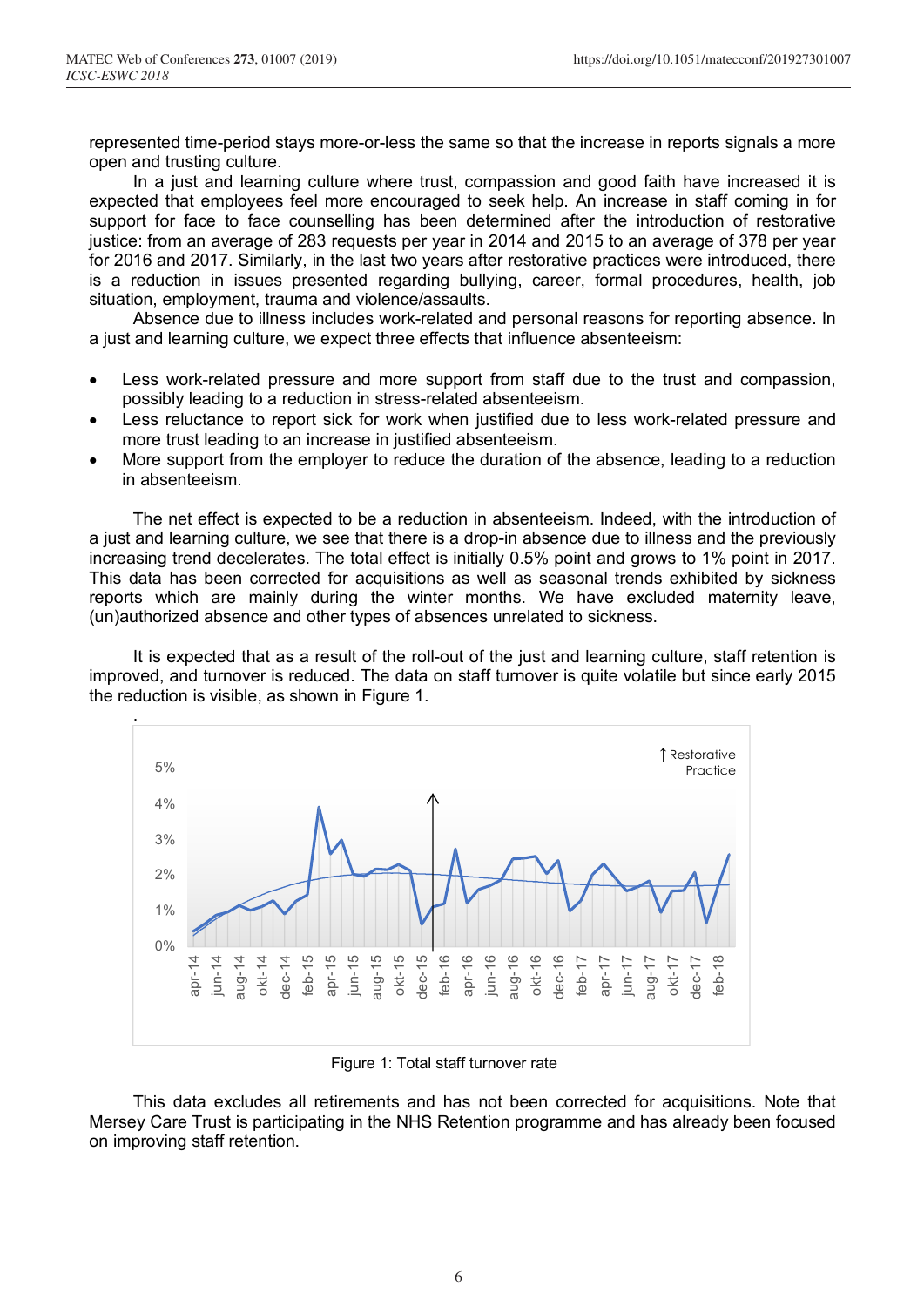represented time-period stays more-or-less the same so that the increase in reports signals a more open and trusting culture.

In a just and learning culture where trust, compassion and good faith have increased it is expected that employees feel more encouraged to seek help. An increase in staff coming in for support for face to face counselling has been determined after the introduction of restorative justice: from an average of 283 requests per year in 2014 and 2015 to an average of 378 per year for 2016 and 2017. Similarly, in the last two years after restorative practices were introduced, there is a reduction in issues presented regarding bullying, career, formal procedures, health, job situation, employment, trauma and violence/assaults.

Absence due to illness includes work-related and personal reasons for reporting absence. In a just and learning culture, we expect three effects that influence absenteeism:

- Less work-related pressure and more support from staff due to the trust and compassion, possibly leading to a reduction in stress-related absenteeism.
- Less reluctance to report sick for work when justified due to less work-related pressure and more trust leading to an increase in justified absenteeism.
- More support from the employer to reduce the duration of the absence, leading to a reduction in absenteeism.

The net effect is expected to be a reduction in absenteeism. Indeed, with the introduction of a just and learning culture, we see that there is a drop-in absence due to illness and the previously increasing trend decelerates. The total effect is initially 0.5% point and grows to 1% point in 2017. This data has been corrected for acquisitions as well as seasonal trends exhibited by sickness reports which are mainly during the winter months. We have excluded maternity leave, (un)authorized absence and other types of absences unrelated to sickness.

It is expected that as a result of the roll-out of the just and learning culture, staff retention is improved, and turnover is reduced. The data on staff turnover is quite volatile but since early 2015 the reduction is visible, as shown in Figure 1.

Figure 1: Total staff turnover rate

This data excludes all retirements and has not been corrected for acquisitions. Note that Mersey Care Trust is participating in the NHS Retention programme and has already been focused on improving staff retention.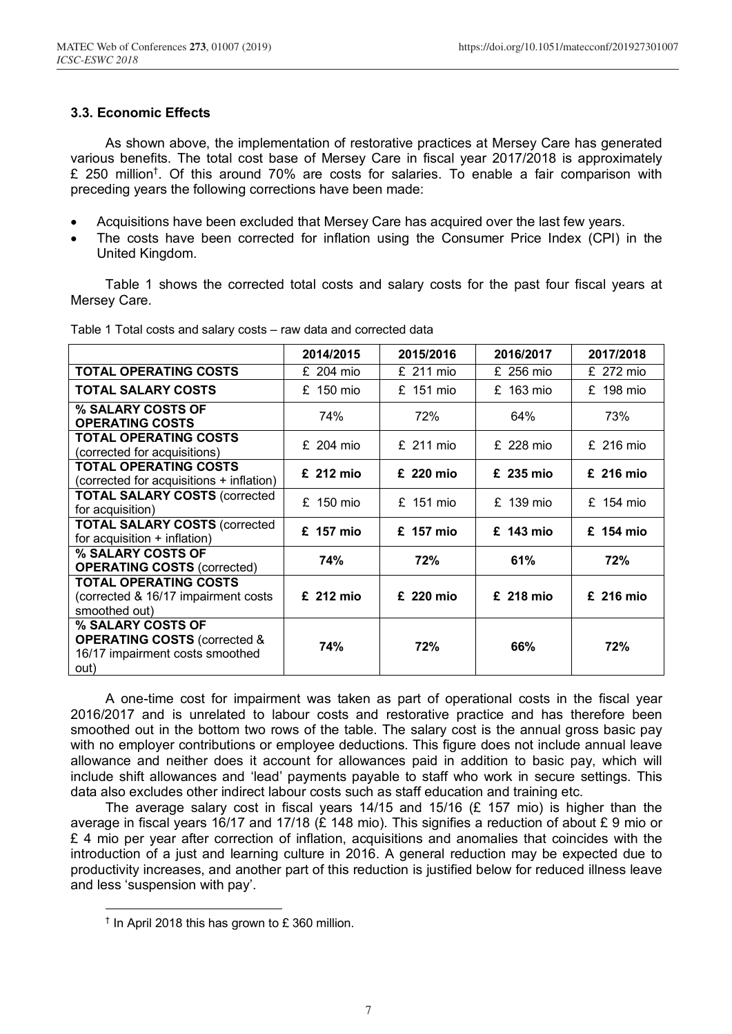### 3.3. Economic Effects

As shown above, the implementation of restorative practices at Mersey Care has generated various benefits. The total cost base of Mersey Care in fiscal year 2017/2018 is approximately £ 250 million[†]. Of this around 70% are costs for salaries. To enable a fair comparison with preceding years the following corrections have been made:

- Acquisitions have been excluded that Mersey Care has acquired over the last few years.
- The costs have been corrected for inflation using the Consumer Price Index (CPI) in the United Kingdom.

Table 1 shows the corrected total costs and salary costs for the past four fiscal years at Mersey Care.

Table 1 Total costs and salary costs – raw data and corrected data

| | 2014/2015 | 2015/2016 | 2016/2017 | 2017/2018 |
|---|---|---|---|---|
| **TOTAL OPERATING COSTS** | £ 204 mio | £ 211 mio | £ 256 mio | £ 272 mio |
| **TOTAL SALARY COSTS** | £ 150 mio | £ 151 mio | £ 163 mio | £ 198 mio |
| **% SALARY COSTS OF OPERATING COSTS** | 74% | 72% | 64% | 73% |
| **TOTAL OPERATING COSTS** (corrected for acquisitions) | £ 204 mio | £ 211 mio | £ 228 mio | £ 216 mio |
| **TOTAL OPERATING COSTS** (corrected for acquisitions + inflation) | **£ 212 mio** | **£ 220 mio** | **£ 235 mio** | **£ 216 mio** |
| **TOTAL SALARY COSTS** (corrected for acquisition) | £ 150 mio | £ 151 mio | £ 139 mio | £ 154 mio |
| **TOTAL SALARY COSTS** (corrected for acquisition + inflation) | **£ 157 mio** | **£ 157 mio** | **£ 143 mio** | **£ 154 mio** |
| **% SALARY COSTS OF OPERATING COSTS** (corrected) | **74%** | **72%** | **61%** | **72%** |
| **TOTAL OPERATING COSTS** (corrected & 16/17 impairment costs smoothed out) | **£ 212 mio** | **£ 220 mio** | **£ 218 mio** | **£ 216 mio** |
| **% SALARY COSTS OF OPERATING COSTS** (corrected & 16/17 impairment costs smoothed out) | **74%** | **72%** | **66%** | **72%** |

A one-time cost for impairment was taken as part of operational costs in the fiscal year 2016/2017 and is unrelated to labour costs and restorative practice and has therefore been smoothed out in the bottom two rows of the table. The salary cost is the annual gross basic pay with no employer contributions or employee deductions. This figure does not include annual leave allowance and neither does it account for allowances paid in addition to basic pay, which will include shift allowances and 'lead' payments payable to staff who work in secure settings. This data also excludes other indirect labour costs such as staff education and training etc.

The average salary cost in fiscal years 14/15 and 15/16 (£ 157 mio) is higher than the average in fiscal years 16/17 and 17/18 (£ 148 mio). This signifies a reduction of about £ 9 mio or £ 4 mio per year after correction of inflation, acquisitions and anomalies that coincides with the introduction of a just and learning culture in 2016. A general reduction may be expected due to productivity increases, and another part of this reduction is justified below for reduced illness leave and less 'suspension with pay'.

[†] In April 2018 this has grown to £ 360 million.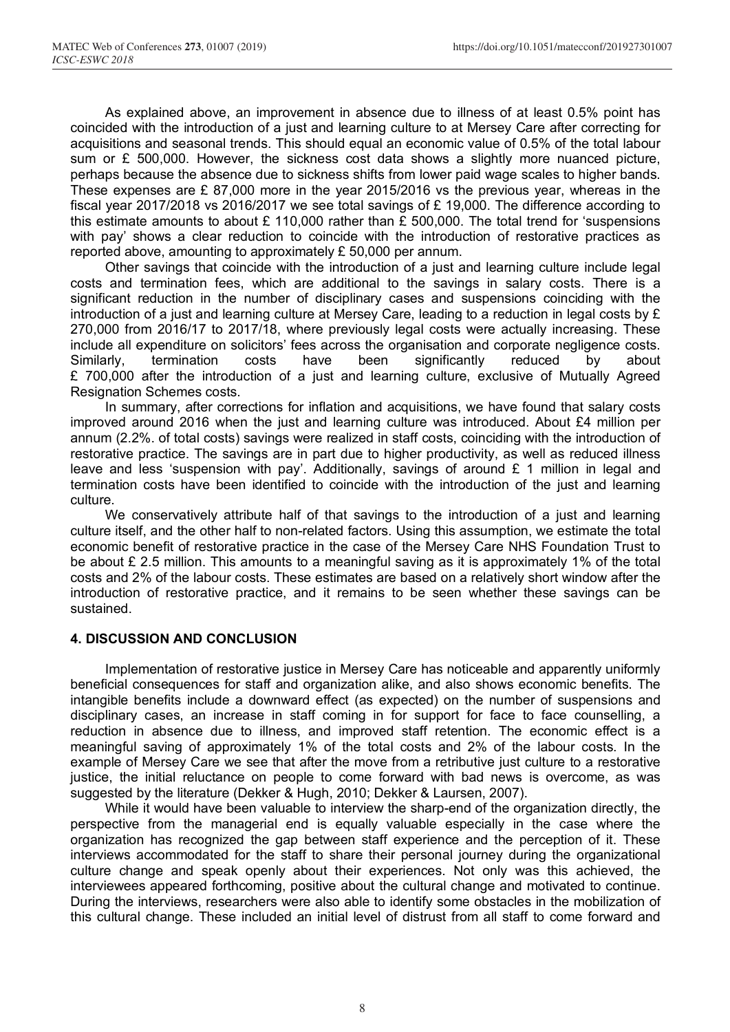As explained above, an improvement in absence due to illness of at least 0.5% point has coincided with the introduction of a just and learning culture to at Mersey Care after correcting for acquisitions and seasonal trends. This should equal an economic value of 0.5% of the total labour sum or £ 500,000. However, the sickness cost data shows a slightly more nuanced picture, perhaps because the absence due to sickness shifts from lower paid wage scales to higher bands. These expenses are £ 87,000 more in the year 2015/2016 vs the previous year, whereas in the fiscal year 2017/2018 vs 2016/2017 we see total savings of £ 19,000. The difference according to this estimate amounts to about £ 110,000 rather than £ 500,000. The total trend for 'suspensions with pay' shows a clear reduction to coincide with the introduction of restorative practices as reported above, amounting to approximately £ 50,000 per annum.

Other savings that coincide with the introduction of a just and learning culture include legal costs and termination fees, which are additional to the savings in salary costs. There is a significant reduction in the number of disciplinary cases and suspensions coinciding with the introduction of a just and learning culture at Mersey Care, leading to a reduction in legal costs by £ 270,000 from 2016/17 to 2017/18, where previously legal costs were actually increasing. These include all expenditure on solicitors' fees across the organisation and corporate negligence costs. Similarly, termination costs have been significantly reduced by about £ 700,000 after the introduction of a just and learning culture, exclusive of Mutually Agreed Resignation Schemes costs.

In summary, after corrections for inflation and acquisitions, we have found that salary costs improved around 2016 when the just and learning culture was introduced. About £4 million per annum (2.2%. of total costs) savings were realized in staff costs, coinciding with the introduction of restorative practice. The savings are in part due to higher productivity, as well as reduced illness leave and less 'suspension with pay'. Additionally, savings of around £ 1 million in legal and termination costs have been identified to coincide with the introduction of the just and learning culture.

We conservatively attribute half of that savings to the introduction of a just and learning culture itself, and the other half to non-related factors. Using this assumption, we estimate the total economic benefit of restorative practice in the case of the Mersey Care NHS Foundation Trust to be about £ 2.5 million. This amounts to a meaningful saving as it is approximately 1% of the total costs and 2% of the labour costs. These estimates are based on a relatively short window after the introduction of restorative practice, and it remains to be seen whether these savings can be sustained.

## 4. DISCUSSION AND CONCLUSION

Implementation of restorative justice in Mersey Care has noticeable and apparently uniformly beneficial consequences for staff and organization alike, and also shows economic benefits. The intangible benefits include a downward effect (as expected) on the number of suspensions and disciplinary cases, an increase in staff coming in for support for face to face counselling, a reduction in absence due to illness, and improved staff retention. The economic effect is a meaningful saving of approximately 1% of the total costs and 2% of the labour costs. In the example of Mersey Care we see that after the move from a retributive just culture to a restorative justice, the initial reluctance on people to come forward with bad news is overcome, as was suggested by the literature (Dekker & Hugh, 2010; Dekker & Laursen, 2007).

While it would have been valuable to interview the sharp-end of the organization directly, the perspective from the managerial end is equally valuable especially in the case where the organization has recognized the gap between staff experience and the perception of it. These interviews accommodated for the staff to share their personal journey during the organizational culture change and speak openly about their experiences. Not only was this achieved, the interviewees appeared forthcoming, positive about the cultural change and motivated to continue. During the interviews, researchers were also able to identify some obstacles in the mobilization of this cultural change. These included an initial level of distrust from all staff to come forward and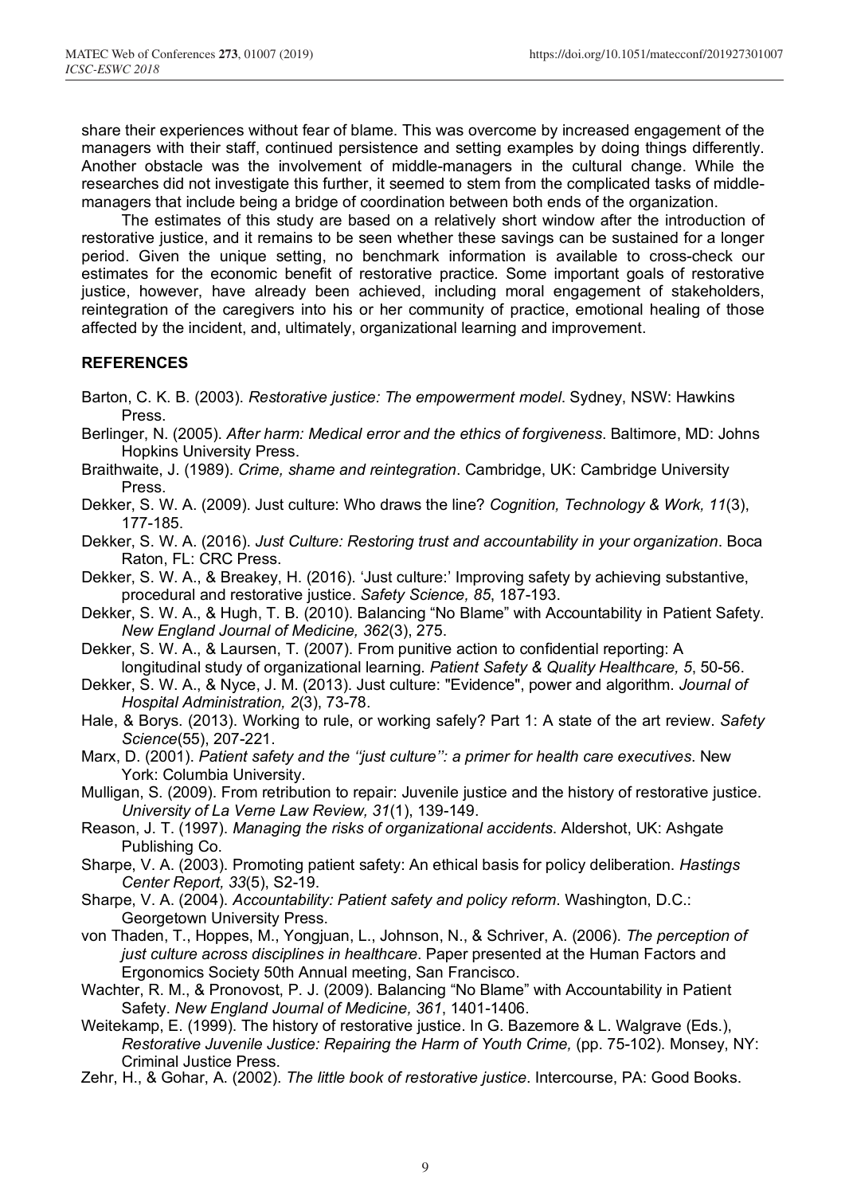share their experiences without fear of blame. This was overcome by increased engagement of the managers with their staff, continued persistence and setting examples by doing things differently. Another obstacle was the involvement of middle-managers in the cultural change. While the researches did not investigate this further, it seemed to stem from the complicated tasks of middle-managers that include being a bridge of coordination between both ends of the organization.

The estimates of this study are based on a relatively short window after the introduction of restorative justice, and it remains to be seen whether these savings can be sustained for a longer period. Given the unique setting, no benchmark information is available to cross-check our estimates for the economic benefit of restorative practice. Some important goals of restorative justice, however, have already been achieved, including moral engagement of stakeholders, reintegration of the caregivers into his or her community of practice, emotional healing of those affected by the incident, and, ultimately, organizational learning and improvement.

## REFERENCES

Barton, C. K. B. (2003). *Restorative justice: The empowerment model*. Sydney, NSW: Hawkins Press.

Berlinger, N. (2005). *After harm: Medical error and the ethics of forgiveness*. Baltimore, MD: Johns Hopkins University Press.

Braithwaite, J. (1989). *Crime, shame and reintegration*. Cambridge, UK: Cambridge University Press.

Dekker, S. W. A. (2009). Just culture: Who draws the line? *Cognition, Technology & Work, 11*(3), 177-185.

Dekker, S. W. A. (2016). *Just Culture: Restoring trust and accountability in your organization*. Boca Raton, FL: CRC Press.

Dekker, S. W. A., & Breakey, H. (2016). 'Just culture:' Improving safety by achieving substantive, procedural and restorative justice. *Safety Science, 85*, 187-193.

Dekker, S. W. A., & Hugh, T. B. (2010). Balancing "No Blame" with Accountability in Patient Safety. *New England Journal of Medicine, 362*(3), 275.

Dekker, S. W. A., & Laursen, T. (2007). From punitive action to confidential reporting: A longitudinal study of organizational learning. *Patient Safety & Quality Healthcare, 5*, 50-56.

Dekker, S. W. A., & Nyce, J. M. (2013). Just culture: "Evidence", power and algorithm. *Journal of Hospital Administration, 2*(3), 73-78.

Hale, & Borys. (2013). Working to rule, or working safely? Part 1: A state of the art review. *Safety Science*(55), 207-221.

Marx, D. (2001). *Patient safety and the ''just culture'': a primer for health care executives*. New York: Columbia University.

Mulligan, S. (2009). From retribution to repair: Juvenile justice and the history of restorative justice. *University of La Verne Law Review, 31*(1), 139-149.

Reason, J. T. (1997). *Managing the risks of organizational accidents*. Aldershot, UK: Ashgate Publishing Co.

Sharpe, V. A. (2003). Promoting patient safety: An ethical basis for policy deliberation. *Hastings Center Report, 33*(5), S2-19.

Sharpe, V. A. (2004). *Accountability: Patient safety and policy reform*. Washington, D.C.: Georgetown University Press.

von Thaden, T., Hoppes, M., Yongjuan, L., Johnson, N., & Schriver, A. (2006). *The perception of just culture across disciplines in healthcare*. Paper presented at the Human Factors and Ergonomics Society 50th Annual meeting, San Francisco.

Wachter, R. M., & Pronovost, P. J. (2009). Balancing "No Blame" with Accountability in Patient Safety. *New England Journal of Medicine, 361*, 1401-1406.

Weitekamp, E. (1999). The history of restorative justice. In G. Bazemore & L. Walgrave (Eds.), *Restorative Juvenile Justice: Repairing the Harm of Youth Crime,* (pp. 75-102). Monsey, NY: Criminal Justice Press.

Zehr, H., & Gohar, A. (2002). *The little book of restorative justice*. Intercourse, PA: Good Books.